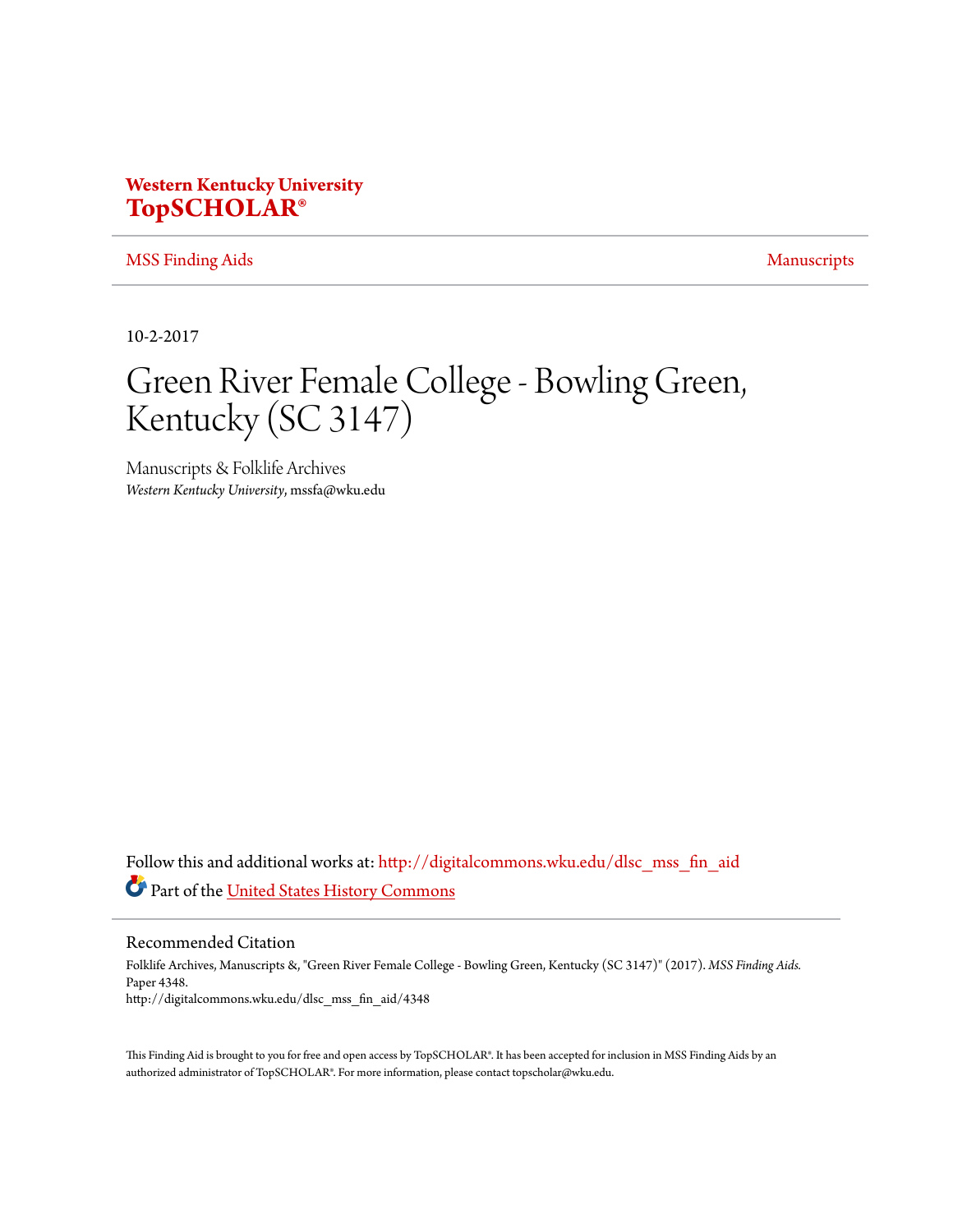**Western Kentucky University**
**TopSCHOLAR®**

MSS Finding Aids | Manuscripts

10-2-2017

# Green River Female College - Bowling Green, Kentucky (SC 3147)

Manuscripts & Folklife Archives
*Western Kentucky University*, mssfa@wku.edu

Follow this and additional works at: http://digitalcommons.wku.edu/dlsc_mss_fin_aid
Part of the United States History Commons

## Recommended Citation

Folklife Archives, Manuscripts &, "Green River Female College - Bowling Green, Kentucky (SC 3147)" (2017). *MSS Finding Aids.* Paper 4348.
http://digitalcommons.wku.edu/dlsc_mss_fin_aid/4348

This Finding Aid is brought to you for free and open access by TopSCHOLAR®. It has been accepted for inclusion in MSS Finding Aids by an authorized administrator of TopSCHOLAR®. For more information, please contact topscholar@wku.edu.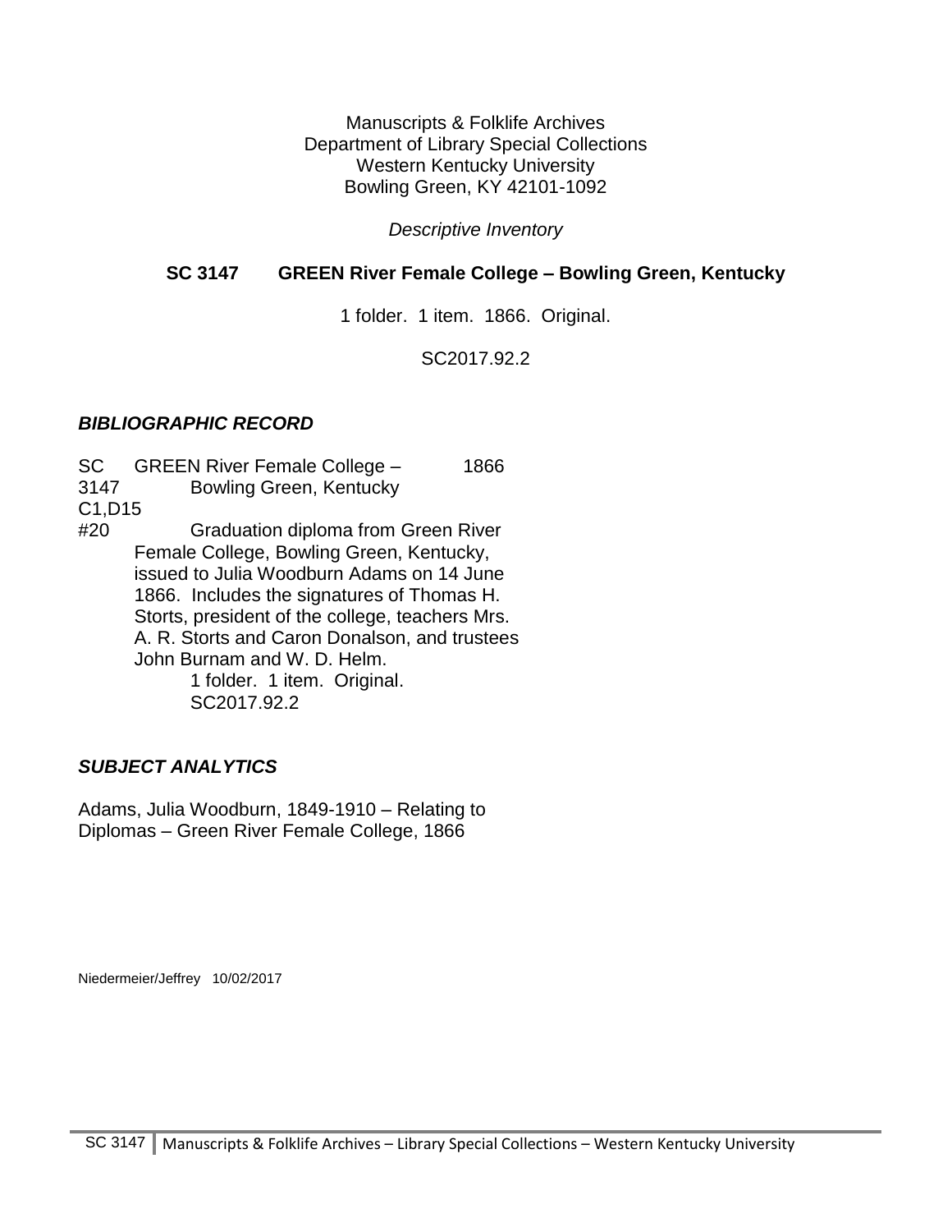Manuscripts & Folklife Archives
Department of Library Special Collections
Western Kentucky University
Bowling Green, KY 42101-1092

*Descriptive Inventory*

**SC 3147 GREEN River Female College – Bowling Green, Kentucky**

1 folder. 1 item. 1866. Original.

SC2017.92.2

## *BIBLIOGRAPHIC RECORD*

SC 3147 C1,D15 #20

GREEN River Female College – Bowling Green, Kentucky 1866

Graduation diploma from Green River Female College, Bowling Green, Kentucky, issued to Julia Woodburn Adams on 14 June 1866. Includes the signatures of Thomas H. Storts, president of the college, teachers Mrs. A. R. Storts and Caron Donalson, and trustees John Burnam and W. D. Helm.

1 folder. 1 item. Original.
SC2017.92.2

## *SUBJECT ANALYTICS*

Adams, Julia Woodburn, 1849-1910 – Relating to
Diplomas – Green River Female College, 1866

Niedermeier/Jeffrey 10/02/2017